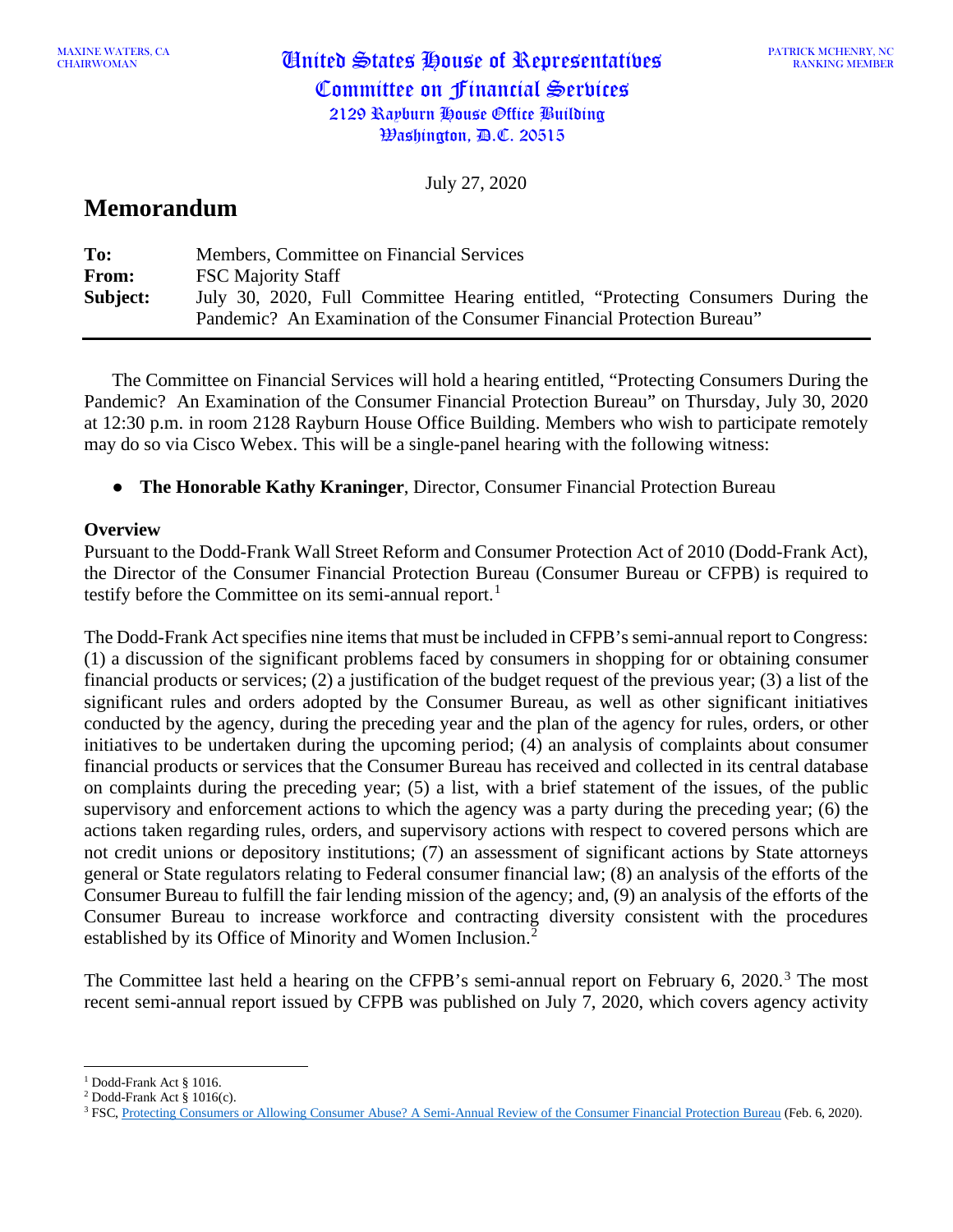MAXINE WATERS, CA
CHAIRWOMAN

United States House of Representatives
Committee on Financial Services
2129 Rayburn House Office Building
Washington, D.C. 20515

PATRICK MCHENRY, NC
RANKING MEMBER

July 27, 2020

# Memorandum

**To:** Members, Committee on Financial Services
**From:** FSC Majority Staff
**Subject:** July 30, 2020, Full Committee Hearing entitled, "Protecting Consumers During the Pandemic? An Examination of the Consumer Financial Protection Bureau"

---

The Committee on Financial Services will hold a hearing entitled, "Protecting Consumers During the Pandemic? An Examination of the Consumer Financial Protection Bureau" on Thursday, July 30, 2020 at 12:30 p.m. in room 2128 Rayburn House Office Building. Members who wish to participate remotely may do so via Cisco Webex. This will be a single-panel hearing with the following witness:

- **The Honorable Kathy Kraninger**, Director, Consumer Financial Protection Bureau

**Overview**

Pursuant to the Dodd-Frank Wall Street Reform and Consumer Protection Act of 2010 (Dodd-Frank Act), the Director of the Consumer Financial Protection Bureau (Consumer Bureau or CFPB) is required to testify before the Committee on its semi-annual report.[1]

The Dodd-Frank Act specifies nine items that must be included in CFPB's semi-annual report to Congress: (1) a discussion of the significant problems faced by consumers in shopping for or obtaining consumer financial products or services; (2) a justification of the budget request of the previous year; (3) a list of the significant rules and orders adopted by the Consumer Bureau, as well as other significant initiatives conducted by the agency, during the preceding year and the plan of the agency for rules, orders, or other initiatives to be undertaken during the upcoming period; (4) an analysis of complaints about consumer financial products or services that the Consumer Bureau has received and collected in its central database on complaints during the preceding year; (5) a list, with a brief statement of the issues, of the public supervisory and enforcement actions to which the agency was a party during the preceding year; (6) the actions taken regarding rules, orders, and supervisory actions with respect to covered persons which are not credit unions or depository institutions; (7) an assessment of significant actions by State attorneys general or State regulators relating to Federal consumer financial law; (8) an analysis of the efforts of the Consumer Bureau to fulfill the fair lending mission of the agency; and, (9) an analysis of the efforts of the Consumer Bureau to increase workforce and contracting diversity consistent with the procedures established by its Office of Minority and Women Inclusion.[2]

The Committee last held a hearing on the CFPB's semi-annual report on February 6, 2020.[3] The most recent semi-annual report issued by CFPB was published on July 7, 2020, which covers agency activity

---

[1] Dodd-Frank Act § 1016.
[2] Dodd-Frank Act § 1016(c).
[3] FSC, Protecting Consumers or Allowing Consumer Abuse? A Semi-Annual Review of the Consumer Financial Protection Bureau (Feb. 6, 2020).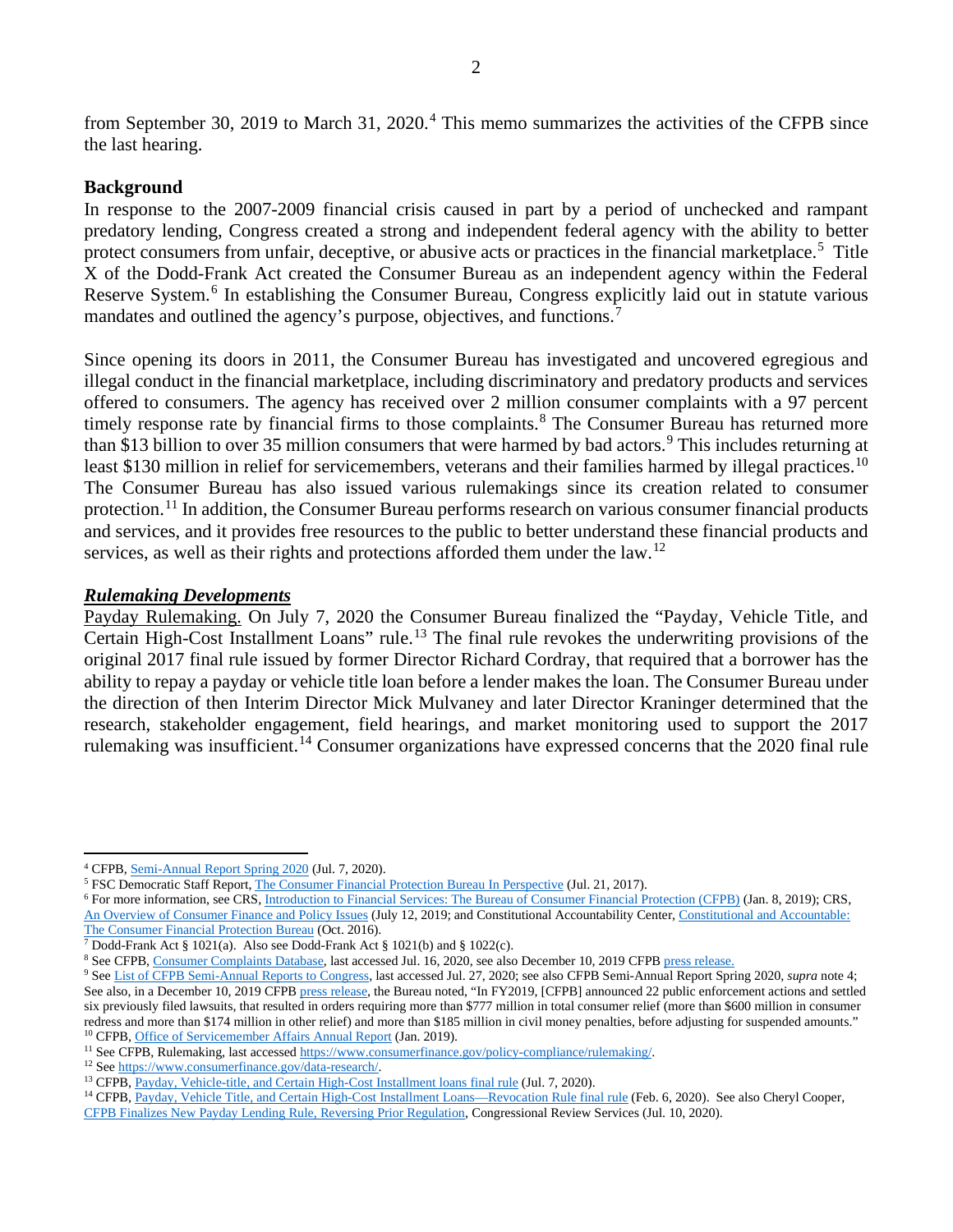from September 30, 2019 to March 31, 2020.[4] This memo summarizes the activities of the CFPB since the last hearing.

**Background**

In response to the 2007-2009 financial crisis caused in part by a period of unchecked and rampant predatory lending, Congress created a strong and independent federal agency with the ability to better protect consumers from unfair, deceptive, or abusive acts or practices in the financial marketplace.[5] Title X of the Dodd-Frank Act created the Consumer Bureau as an independent agency within the Federal Reserve System.[6] In establishing the Consumer Bureau, Congress explicitly laid out in statute various mandates and outlined the agency's purpose, objectives, and functions.[7]

Since opening its doors in 2011, the Consumer Bureau has investigated and uncovered egregious and illegal conduct in the financial marketplace, including discriminatory and predatory products and services offered to consumers. The agency has received over 2 million consumer complaints with a 97 percent timely response rate by financial firms to those complaints.[8] The Consumer Bureau has returned more than $13 billion to over 35 million consumers that were harmed by bad actors.[9] This includes returning at least $130 million in relief for servicemembers, veterans and their families harmed by illegal practices.[10] The Consumer Bureau has also issued various rulemakings since its creation related to consumer protection.[11] In addition, the Consumer Bureau performs research on various consumer financial products and services, and it provides free resources to the public to better understand these financial products and services, as well as their rights and protections afforded them under the law.[12]

***Rulemaking Developments***

Payday Rulemaking. On July 7, 2020 the Consumer Bureau finalized the "Payday, Vehicle Title, and Certain High-Cost Installment Loans" rule.[13] The final rule revokes the underwriting provisions of the original 2017 final rule issued by former Director Richard Cordray, that required that a borrower has the ability to repay a payday or vehicle title loan before a lender makes the loan. The Consumer Bureau under the direction of then Interim Director Mick Mulvaney and later Director Kraninger determined that the research, stakeholder engagement, field hearings, and market monitoring used to support the 2017 rulemaking was insufficient.[14] Consumer organizations have expressed concerns that the 2020 final rule

---

[4] CFPB, Semi-Annual Report Spring 2020 (Jul. 7, 2020).

[5] FSC Democratic Staff Report, The Consumer Financial Protection Bureau In Perspective (Jul. 21, 2017).

[6] For more information, see CRS, Introduction to Financial Services: The Bureau of Consumer Financial Protection (CFPB) (Jan. 8, 2019); CRS, An Overview of Consumer Finance and Policy Issues (July 12, 2019; and Constitutional Accountability Center, Constitutional and Accountable: The Consumer Financial Protection Bureau (Oct. 2016).

[7] Dodd-Frank Act § 1021(a). Also see Dodd-Frank Act § 1021(b) and § 1022(c).

[8] See CFPB, Consumer Complaints Database, last accessed Jul. 16, 2020, see also December 10, 2019 CFPB press release.

[9] See List of CFPB Semi-Annual Reports to Congress, last accessed Jul. 27, 2020; see also CFPB Semi-Annual Report Spring 2020, *supra* note 4; See also, in a December 10, 2019 CFPB press release, the Bureau noted, "In FY2019, [CFPB] announced 22 public enforcement actions and settled six previously filed lawsuits, that resulted in orders requiring more than $777 million in total consumer relief (more than $600 million in consumer redress and more than $174 million in other relief) and more than $185 million in civil money penalties, before adjusting for suspended amounts."

[10] CFPB, Office of Servicemember Affairs Annual Report (Jan. 2019).

[11] See CFPB, Rulemaking, last accessed https://www.consumerfinance.gov/policy-compliance/rulemaking/.

[12] See https://www.consumerfinance.gov/data-research/.

[13] CFPB, Payday, Vehicle-title, and Certain High-Cost Installment loans final rule (Jul. 7, 2020).

[14] CFPB, Payday, Vehicle Title, and Certain High-Cost Installment Loans—Revocation Rule final rule (Feb. 6, 2020). See also Cheryl Cooper, CFPB Finalizes New Payday Lending Rule, Reversing Prior Regulation, Congressional Review Services (Jul. 10, 2020).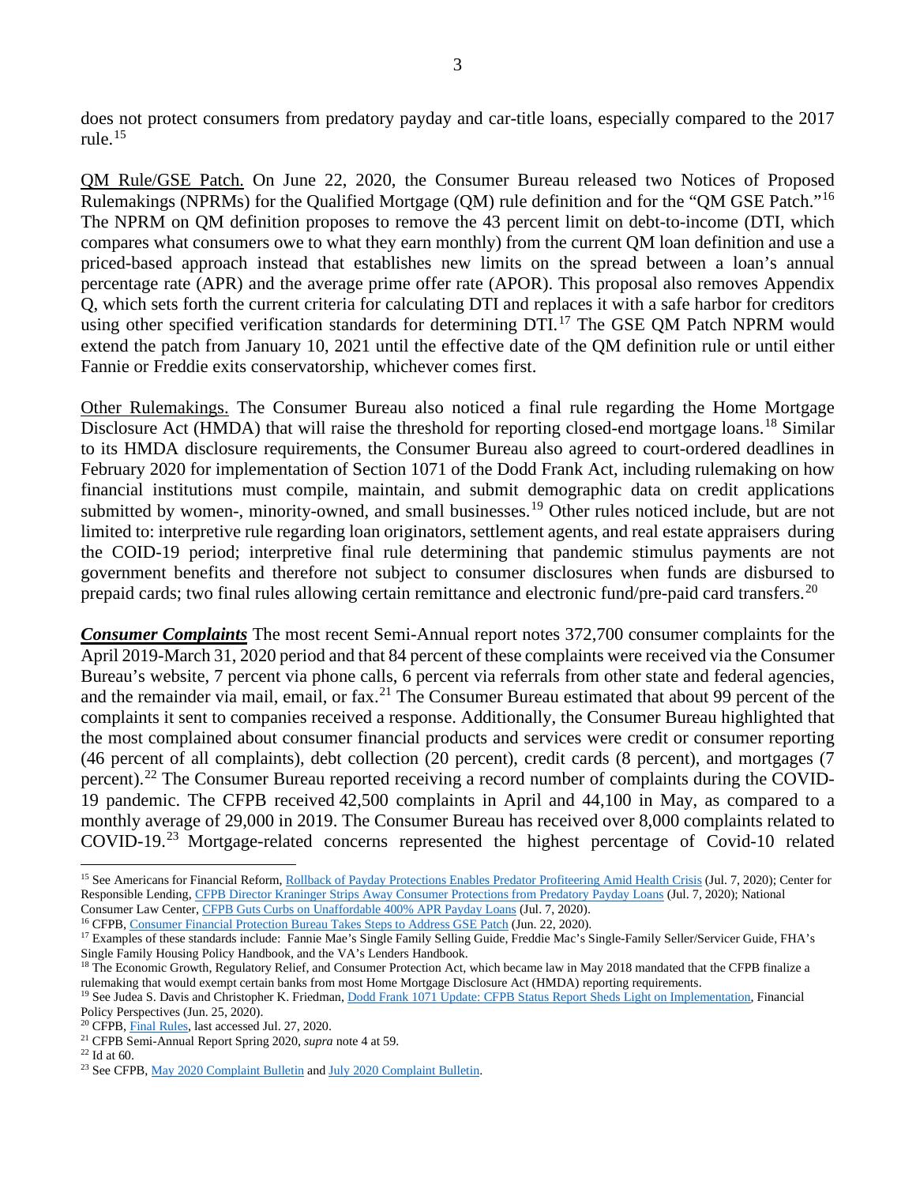does not protect consumers from predatory payday and car-title loans, especially compared to the 2017 rule.[15]

QM Rule/GSE Patch. On June 22, 2020, the Consumer Bureau released two Notices of Proposed Rulemakings (NPRMs) for the Qualified Mortgage (QM) rule definition and for the "QM GSE Patch."[16] The NPRM on QM definition proposes to remove the 43 percent limit on debt-to-income (DTI, which compares what consumers owe to what they earn monthly) from the current QM loan definition and use a priced-based approach instead that establishes new limits on the spread between a loan's annual percentage rate (APR) and the average prime offer rate (APOR). This proposal also removes Appendix Q, which sets forth the current criteria for calculating DTI and replaces it with a safe harbor for creditors using other specified verification standards for determining DTI.[17] The GSE QM Patch NPRM would extend the patch from January 10, 2021 until the effective date of the QM definition rule or until either Fannie or Freddie exits conservatorship, whichever comes first.

Other Rulemakings. The Consumer Bureau also noticed a final rule regarding the Home Mortgage Disclosure Act (HMDA) that will raise the threshold for reporting closed-end mortgage loans.[18] Similar to its HMDA disclosure requirements, the Consumer Bureau also agreed to court-ordered deadlines in February 2020 for implementation of Section 1071 of the Dodd Frank Act, including rulemaking on how financial institutions must compile, maintain, and submit demographic data on credit applications submitted by women-, minority-owned, and small businesses.[19] Other rules noticed include, but are not limited to: interpretive rule regarding loan originators, settlement agents, and real estate appraisers during the COVID-19 period; interpretive final rule determining that pandemic stimulus payments are not government benefits and therefore not subject to consumer disclosures when funds are disbursed to prepaid cards; two final rules allowing certain remittance and electronic fund/pre-paid card transfers.[20]

***Consumer Complaints*** The most recent Semi-Annual report notes 372,700 consumer complaints for the April 2019-March 31, 2020 period and that 84 percent of these complaints were received via the Consumer Bureau's website, 7 percent via phone calls, 6 percent via referrals from other state and federal agencies, and the remainder via mail, email, or fax.[21] The Consumer Bureau estimated that about 99 percent of the complaints it sent to companies received a response. Additionally, the Consumer Bureau highlighted that the most complained about consumer financial products and services were credit or consumer reporting (46 percent of all complaints), debt collection (20 percent), credit cards (8 percent), and mortgages (7 percent).[22] The Consumer Bureau reported receiving a record number of complaints during the COVID-19 pandemic. The CFPB received 42,500 complaints in April and 44,100 in May, as compared to a monthly average of 29,000 in 2019. The Consumer Bureau has received over 8,000 complaints related to COVID-19.[23] Mortgage-related concerns represented the highest percentage of Covid-10 related

---

[15] See Americans for Financial Reform, Rollback of Payday Protections Enables Predator Profiteering Amid Health Crisis (Jul. 7, 2020); Center for Responsible Lending, CFPB Director Kraninger Strips Away Consumer Protections from Predatory Payday Loans (Jul. 7, 2020); National Consumer Law Center, CFPB Guts Curbs on Unaffordable 400% APR Payday Loans (Jul. 7, 2020).

[16] CFPB, Consumer Financial Protection Bureau Takes Steps to Address GSE Patch (Jun. 22, 2020).

[17] Examples of these standards include: Fannie Mae's Single Family Selling Guide, Freddie Mac's Single-Family Seller/Servicer Guide, FHA's Single Family Housing Policy Handbook, and the VA's Lenders Handbook.

[18] The Economic Growth, Regulatory Relief, and Consumer Protection Act, which became law in May 2018 mandated that the CFPB finalize a rulemaking that would exempt certain banks from most Home Mortgage Disclosure Act (HMDA) reporting requirements.

[19] See Judea S. Davis and Christopher K. Friedman, Dodd Frank 1071 Update: CFPB Status Report Sheds Light on Implementation, Financial Policy Perspectives (Jun. 25, 2020).

[20] CFPB, Final Rules, last accessed Jul. 27, 2020.

[21] CFPB Semi-Annual Report Spring 2020, *supra* note 4 at 59.

[22] Id at 60.

[23] See CFPB, May 2020 Complaint Bulletin and July 2020 Complaint Bulletin.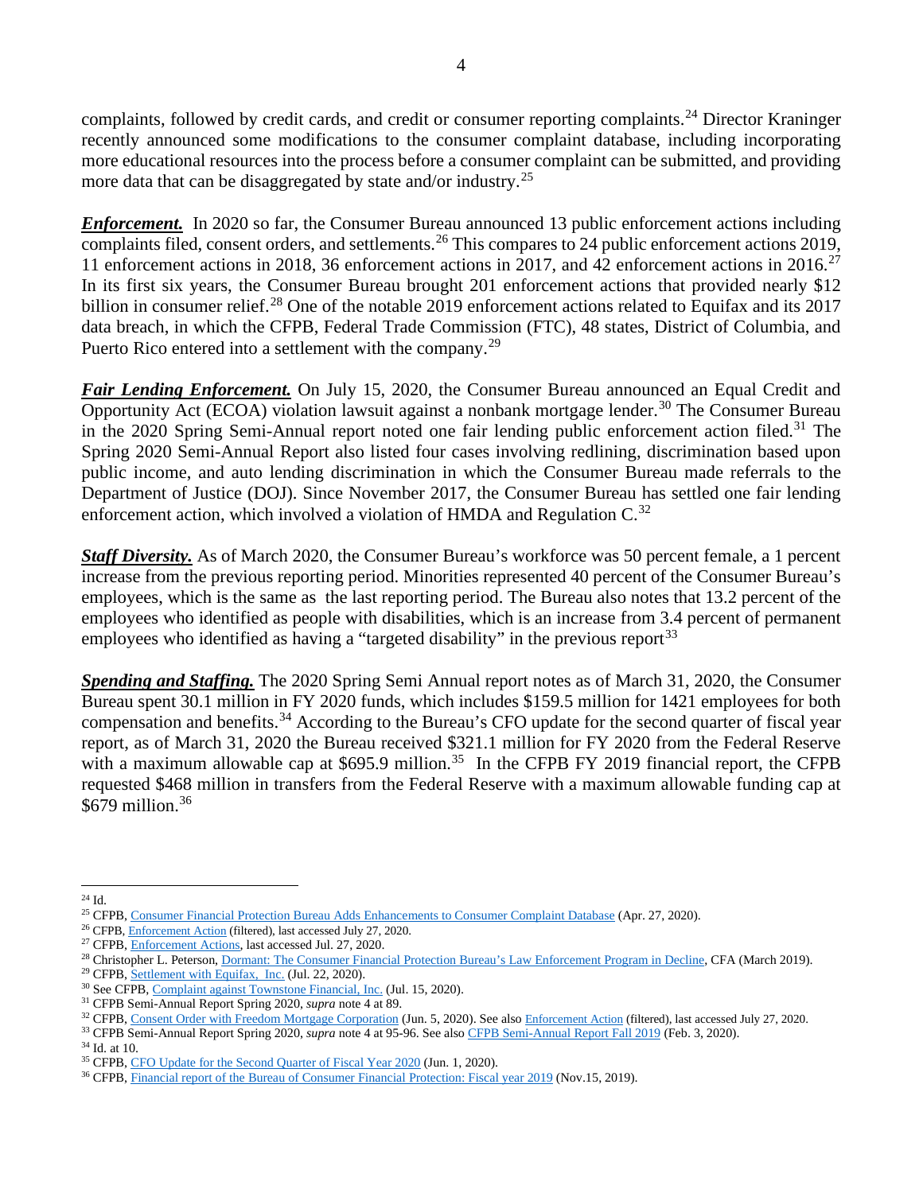complaints, followed by credit cards, and credit or consumer reporting complaints.[24] Director Kraninger recently announced some modifications to the consumer complaint database, including incorporating more educational resources into the process before a consumer complaint can be submitted, and providing more data that can be disaggregated by state and/or industry.[25]

***Enforcement.*** In 2020 so far, the Consumer Bureau announced 13 public enforcement actions including complaints filed, consent orders, and settlements.[26] This compares to 24 public enforcement actions 2019, 11 enforcement actions in 2018, 36 enforcement actions in 2017, and 42 enforcement actions in 2016.[27] In its first six years, the Consumer Bureau brought 201 enforcement actions that provided nearly $12 billion in consumer relief.[28] One of the notable 2019 enforcement actions related to Equifax and its 2017 data breach, in which the CFPB, Federal Trade Commission (FTC), 48 states, District of Columbia, and Puerto Rico entered into a settlement with the company.[29]

***Fair Lending Enforcement.*** On July 15, 2020, the Consumer Bureau announced an Equal Credit and Opportunity Act (ECOA) violation lawsuit against a nonbank mortgage lender.[30] The Consumer Bureau in the 2020 Spring Semi-Annual report noted one fair lending public enforcement action filed.[31] The Spring 2020 Semi-Annual Report also listed four cases involving redlining, discrimination based upon public income, and auto lending discrimination in which the Consumer Bureau made referrals to the Department of Justice (DOJ). Since November 2017, the Consumer Bureau has settled one fair lending enforcement action, which involved a violation of HMDA and Regulation C.[32]

***Staff Diversity.*** As of March 2020, the Consumer Bureau's workforce was 50 percent female, a 1 percent increase from the previous reporting period. Minorities represented 40 percent of the Consumer Bureau's employees, which is the same as the last reporting period. The Bureau also notes that 13.2 percent of the employees who identified as people with disabilities, which is an increase from 3.4 percent of permanent employees who identified as having a "targeted disability" in the previous report[33]

***Spending and Staffing.*** The 2020 Spring Semi Annual report notes as of March 31, 2020, the Consumer Bureau spent 30.1 million in FY 2020 funds, which includes $159.5 million for 1421 employees for both compensation and benefits.[34] According to the Bureau's CFO update for the second quarter of fiscal year report, as of March 31, 2020 the Bureau received $321.1 million for FY 2020 from the Federal Reserve with a maximum allowable cap at $695.9 million.[35] In the CFPB FY 2019 financial report, the CFPB requested $468 million in transfers from the Federal Reserve with a maximum allowable funding cap at $679 million.[36]

---

[24] Id.
[25] CFPB, Consumer Financial Protection Bureau Adds Enhancements to Consumer Complaint Database (Apr. 27, 2020).
[26] CFPB, Enforcement Action (filtered), last accessed July 27, 2020.
[27] CFPB, Enforcement Actions, last accessed Jul. 27, 2020.
[28] Christopher L. Peterson, Dormant: The Consumer Financial Protection Bureau's Law Enforcement Program in Decline, CFA (March 2019).
[29] CFPB, Settlement with Equifax, Inc. (Jul. 22, 2020).
[30] See CFPB, Complaint against Townstone Financial, Inc. (Jul. 15, 2020).
[31] CFPB Semi-Annual Report Spring 2020, *supra* note 4 at 89.
[32] CFPB, Consent Order with Freedom Mortgage Corporation (Jun. 5, 2020). See also Enforcement Action (filtered), last accessed July 27, 2020.
[33] CFPB Semi-Annual Report Spring 2020, *supra* note 4 at 95-96. See also CFPB Semi-Annual Report Fall 2019 (Feb. 3, 2020).
[34] Id. at 10.
[35] CFPB, CFO Update for the Second Quarter of Fiscal Year 2020 (Jun. 1, 2020).
[36] CFPB, Financial report of the Bureau of Consumer Financial Protection: Fiscal year 2019 (Nov.15, 2019).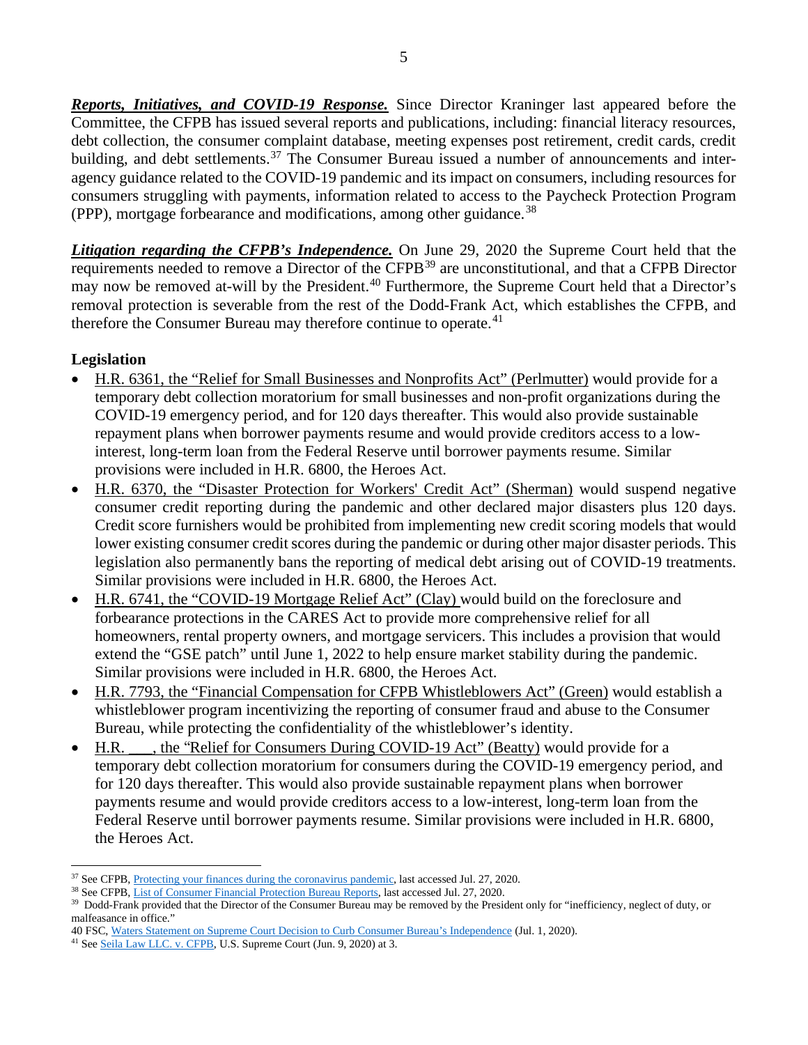***Reports, Initiatives, and COVID-19 Response.*** Since Director Kraninger last appeared before the Committee, the CFPB has issued several reports and publications, including: financial literacy resources, debt collection, the consumer complaint database, meeting expenses post retirement, credit cards, credit building, and debt settlements.[37] The Consumer Bureau issued a number of announcements and inter-agency guidance related to the COVID-19 pandemic and its impact on consumers, including resources for consumers struggling with payments, information related to access to the Paycheck Protection Program (PPP), mortgage forbearance and modifications, among other guidance.[38]

***Litigation regarding the CFPB's Independence.*** On June 29, 2020 the Supreme Court held that the requirements needed to remove a Director of the CFPB[39] are unconstitutional, and that a CFPB Director may now be removed at-will by the President.[40] Furthermore, the Supreme Court held that a Director's removal protection is severable from the rest of the Dodd-Frank Act, which establishes the CFPB, and therefore the Consumer Bureau may therefore continue to operate.[41]

**Legislation**

- H.R. 6361, the "Relief for Small Businesses and Nonprofits Act" (Perlmutter) would provide for a temporary debt collection moratorium for small businesses and non-profit organizations during the COVID-19 emergency period, and for 120 days thereafter. This would also provide sustainable repayment plans when borrower payments resume and would provide creditors access to a low-interest, long-term loan from the Federal Reserve until borrower payments resume. Similar provisions were included in H.R. 6800, the Heroes Act.
- H.R. 6370, the "Disaster Protection for Workers' Credit Act" (Sherman) would suspend negative consumer credit reporting during the pandemic and other declared major disasters plus 120 days. Credit score furnishers would be prohibited from implementing new credit scoring models that would lower existing consumer credit scores during the pandemic or during other major disaster periods. This legislation also permanently bans the reporting of medical debt arising out of COVID-19 treatments. Similar provisions were included in H.R. 6800, the Heroes Act.
- H.R. 6741, the "COVID-19 Mortgage Relief Act" (Clay) would build on the foreclosure and forbearance protections in the CARES Act to provide more comprehensive relief for all homeowners, rental property owners, and mortgage servicers. This includes a provision that would extend the "GSE patch" until June 1, 2022 to help ensure market stability during the pandemic. Similar provisions were included in H.R. 6800, the Heroes Act.
- H.R. 7793, the "Financial Compensation for CFPB Whistleblowers Act" (Green) would establish a whistleblower program incentivizing the reporting of consumer fraud and abuse to the Consumer Bureau, while protecting the confidentiality of the whistleblower's identity.
- H.R. ___, the "Relief for Consumers During COVID-19 Act" (Beatty) would provide for a temporary debt collection moratorium for consumers during the COVID-19 emergency period, and for 120 days thereafter. This would also provide sustainable repayment plans when borrower payments resume and would provide creditors access to a low-interest, long-term loan from the Federal Reserve until borrower payments resume. Similar provisions were included in H.R. 6800, the Heroes Act.

---

[37] See CFPB, Protecting your finances during the coronavirus pandemic, last accessed Jul. 27, 2020.

[38] See CFPB, List of Consumer Financial Protection Bureau Reports, last accessed Jul. 27, 2020.

[39] Dodd-Frank provided that the Director of the Consumer Bureau may be removed by the President only for "inefficiency, neglect of duty, or malfeasance in office."

40 FSC, Waters Statement on Supreme Court Decision to Curb Consumer Bureau's Independence (Jul. 1, 2020).

[41] See Seila Law LLC. v. CFPB, U.S. Supreme Court (Jun. 9, 2020) at 3.